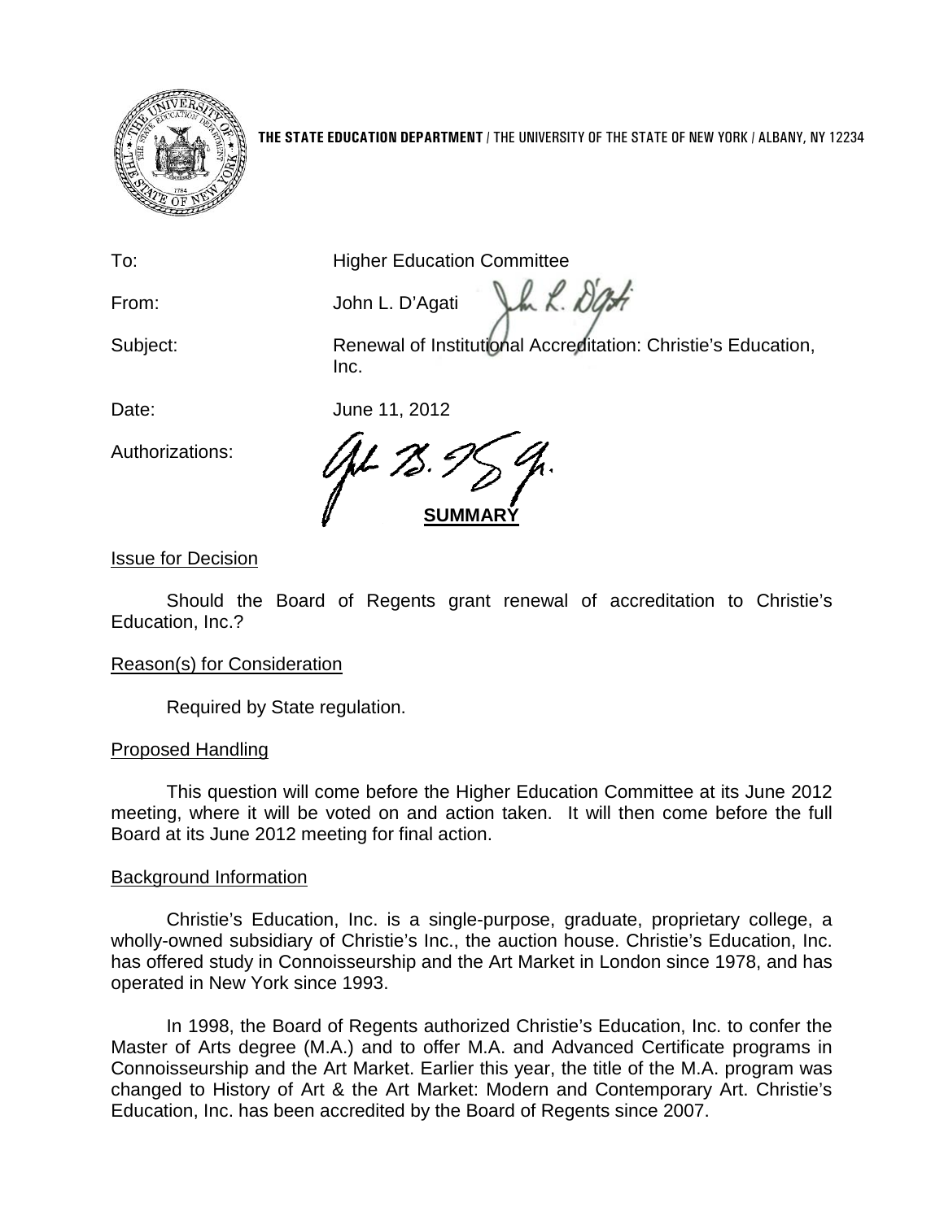**THE STATE EDUCATION DEPARTMENT** / THE UNIVERSITY OF THE STATE OF NEW YORK / ALBANY, NY 12234

To: Higher Education Committee

From: John L. D'Agati

Subject: Renewal of Institutional Accreditation: Christie's Education, Inc.

Date: June 11, 2012

Authorizations:

**SUMMARY**

Issue for Decision

Should the Board of Regents grant renewal of accreditation to Christie's Education, Inc.?

Reason(s) for Consideration

Required by State regulation.

Proposed Handling

This question will come before the Higher Education Committee at its June 2012 meeting, where it will be voted on and action taken. It will then come before the full Board at its June 2012 meeting for final action.

Background Information

Christie's Education, Inc. is a single-purpose, graduate, proprietary college, a wholly-owned subsidiary of Christie's Inc., the auction house. Christie's Education, Inc. has offered study in Connoisseurship and the Art Market in London since 1978, and has operated in New York since 1993.

In 1998, the Board of Regents authorized Christie's Education, Inc. to confer the Master of Arts degree (M.A.) and to offer M.A. and Advanced Certificate programs in Connoisseurship and the Art Market. Earlier this year, the title of the M.A. program was changed to History of Art & the Art Market: Modern and Contemporary Art. Christie's Education, Inc. has been accredited by the Board of Regents since 2007.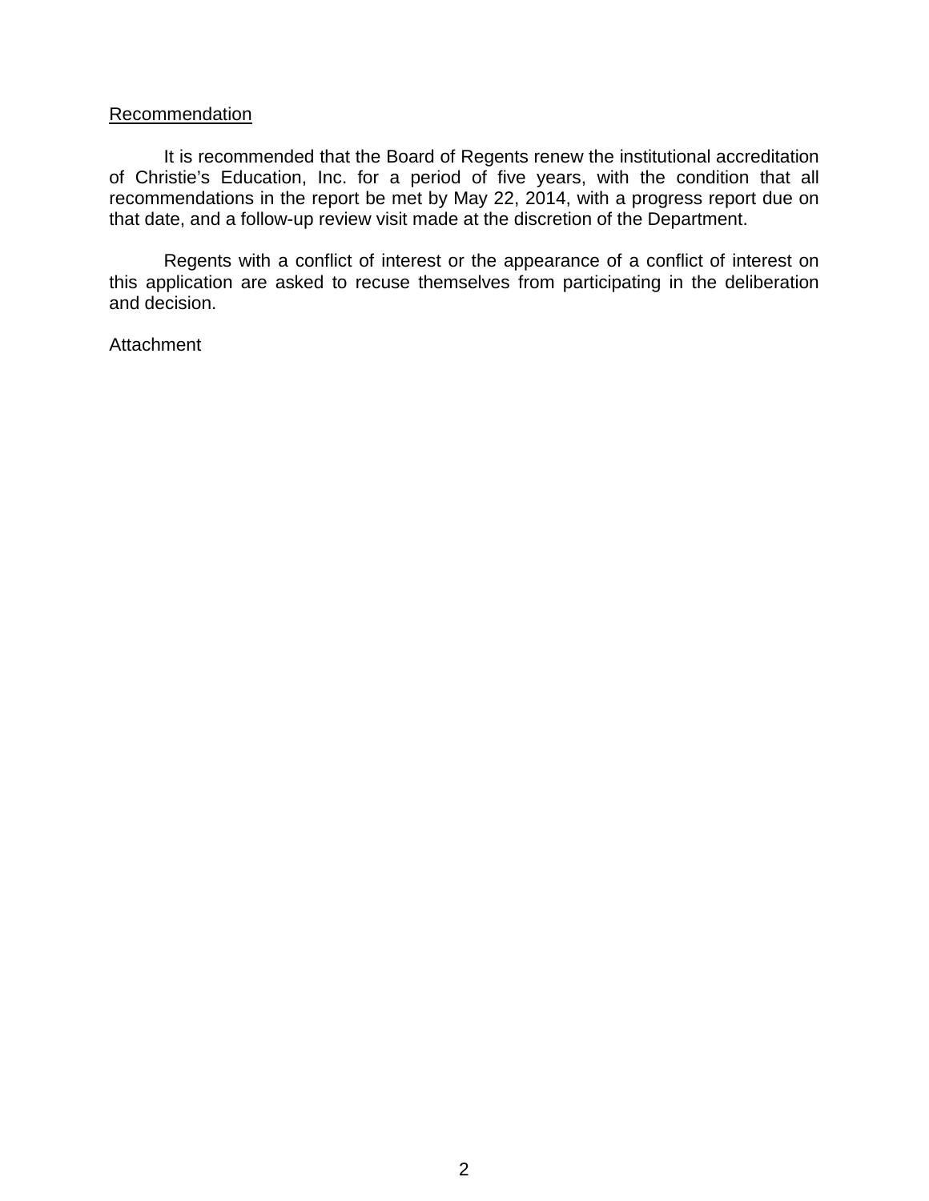Recommendation

It is recommended that the Board of Regents renew the institutional accreditation of Christie's Education, Inc. for a period of five years, with the condition that all recommendations in the report be met by May 22, 2014, with a progress report due on that date, and a follow-up review visit made at the discretion of the Department.

Regents with a conflict of interest or the appearance of a conflict of interest on this application are asked to recuse themselves from participating in the deliberation and decision.

Attachment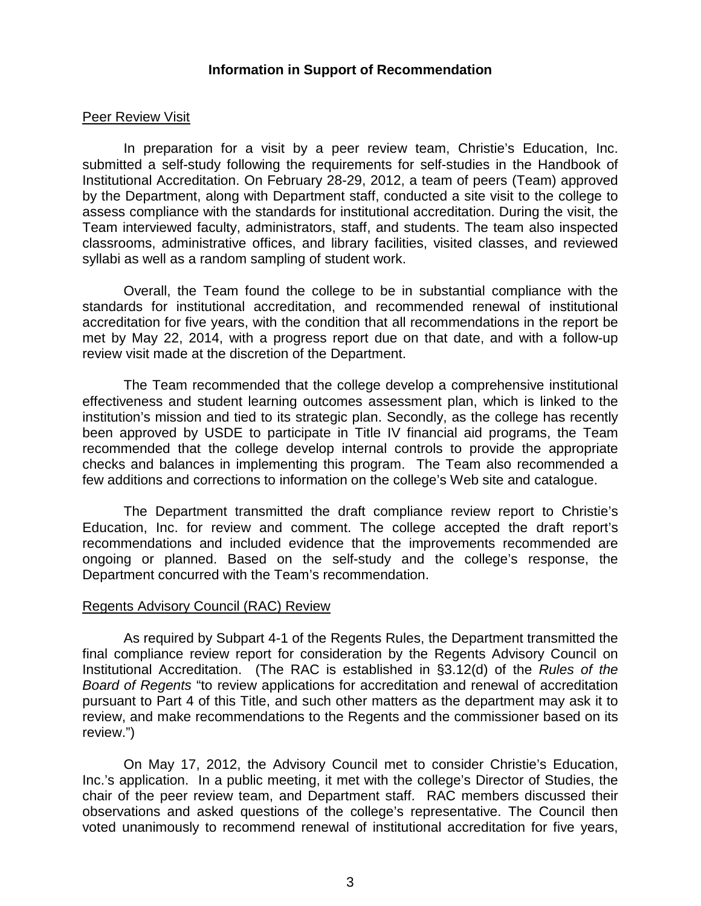## Information in Support of Recommendation

### Peer Review Visit

In preparation for a visit by a peer review team, Christie's Education, Inc. submitted a self-study following the requirements for self-studies in the Handbook of Institutional Accreditation. On February 28-29, 2012, a team of peers (Team) approved by the Department, along with Department staff, conducted a site visit to the college to assess compliance with the standards for institutional accreditation. During the visit, the Team interviewed faculty, administrators, staff, and students. The team also inspected classrooms, administrative offices, and library facilities, visited classes, and reviewed syllabi as well as a random sampling of student work.

Overall, the Team found the college to be in substantial compliance with the standards for institutional accreditation, and recommended renewal of institutional accreditation for five years, with the condition that all recommendations in the report be met by May 22, 2014, with a progress report due on that date, and with a follow-up review visit made at the discretion of the Department.

The Team recommended that the college develop a comprehensive institutional effectiveness and student learning outcomes assessment plan, which is linked to the institution's mission and tied to its strategic plan. Secondly, as the college has recently been approved by USDE to participate in Title IV financial aid programs, the Team recommended that the college develop internal controls to provide the appropriate checks and balances in implementing this program. The Team also recommended a few additions and corrections to information on the college's Web site and catalogue.

The Department transmitted the draft compliance review report to Christie's Education, Inc. for review and comment. The college accepted the draft report's recommendations and included evidence that the improvements recommended are ongoing or planned. Based on the self-study and the college's response, the Department concurred with the Team's recommendation.

### Regents Advisory Council (RAC) Review

As required by Subpart 4-1 of the Regents Rules, the Department transmitted the final compliance review report for consideration by the Regents Advisory Council on Institutional Accreditation. (The RAC is established in §3.12(d) of the *Rules of the Board of Regents* "to review applications for accreditation and renewal of accreditation pursuant to Part 4 of this Title, and such other matters as the department may ask it to review, and make recommendations to the Regents and the commissioner based on its review.")

On May 17, 2012, the Advisory Council met to consider Christie's Education, Inc.'s application. In a public meeting, it met with the college's Director of Studies, the chair of the peer review team, and Department staff. RAC members discussed their observations and asked questions of the college's representative. The Council then voted unanimously to recommend renewal of institutional accreditation for five years,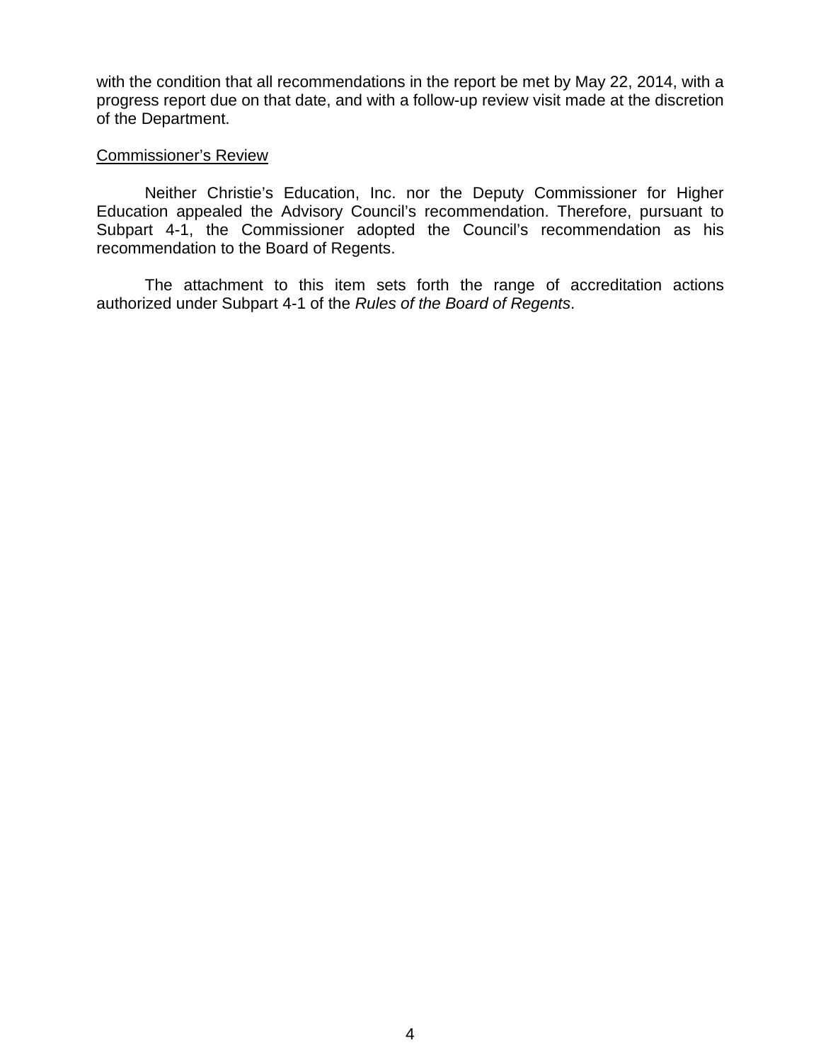with the condition that all recommendations in the report be met by May 22, 2014, with a progress report due on that date, and with a follow-up review visit made at the discretion of the Department.

<u>Commissioner's Review</u>

Neither Christie's Education, Inc. nor the Deputy Commissioner for Higher Education appealed the Advisory Council's recommendation. Therefore, pursuant to Subpart 4-1, the Commissioner adopted the Council's recommendation as his recommendation to the Board of Regents.

The attachment to this item sets forth the range of accreditation actions authorized under Subpart 4-1 of the *Rules of the Board of Regents*.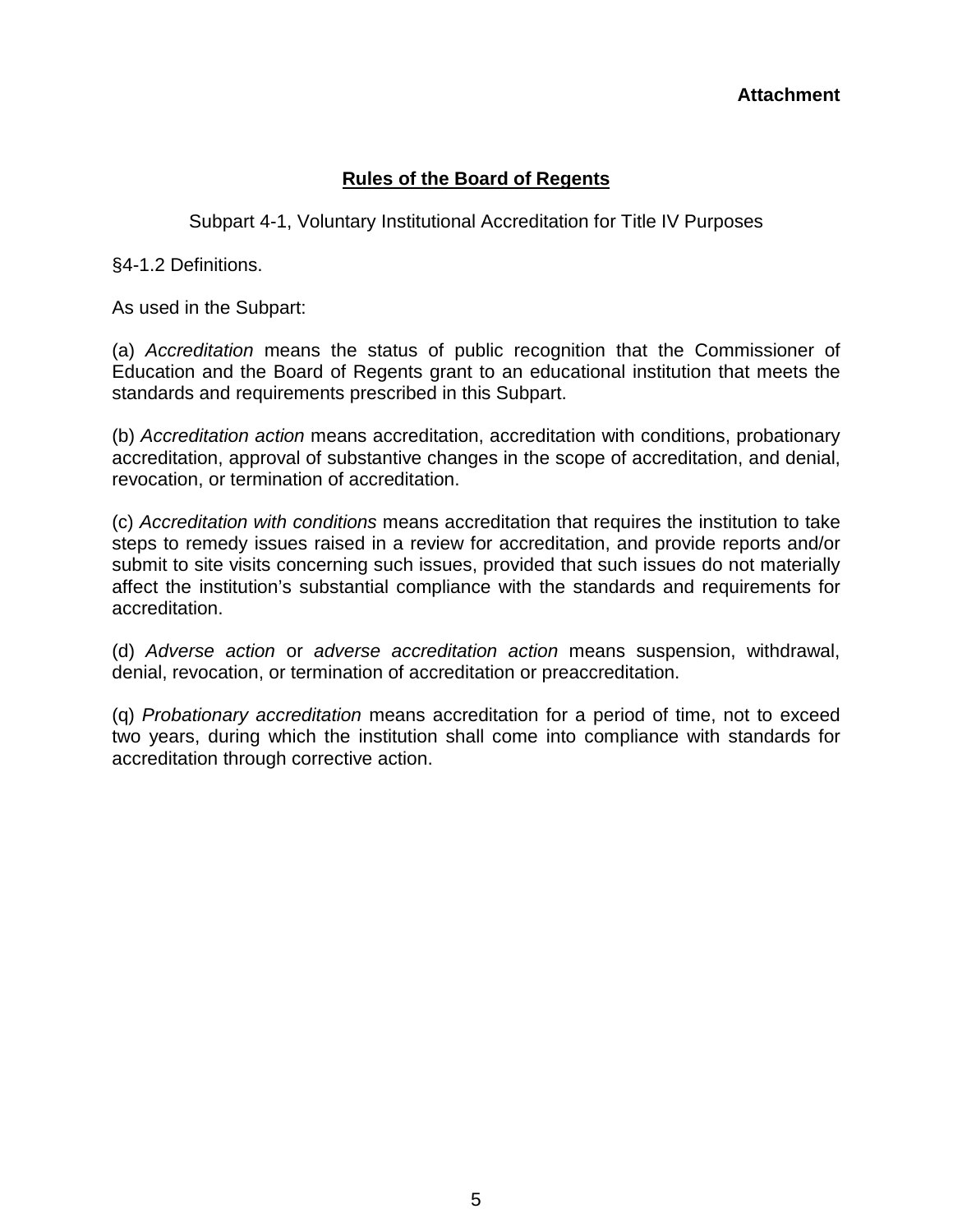**Attachment**

## **Rules of the Board of Regents**

Subpart 4-1, Voluntary Institutional Accreditation for Title IV Purposes

§4-1.2 Definitions.

As used in the Subpart:

(a) *Accreditation* means the status of public recognition that the Commissioner of Education and the Board of Regents grant to an educational institution that meets the standards and requirements prescribed in this Subpart.

(b) *Accreditation action* means accreditation, accreditation with conditions, probationary accreditation, approval of substantive changes in the scope of accreditation, and denial, revocation, or termination of accreditation.

(c) *Accreditation with conditions* means accreditation that requires the institution to take steps to remedy issues raised in a review for accreditation, and provide reports and/or submit to site visits concerning such issues, provided that such issues do not materially affect the institution's substantial compliance with the standards and requirements for accreditation.

(d) *Adverse action* or *adverse accreditation action* means suspension, withdrawal, denial, revocation, or termination of accreditation or preaccreditation.

(q) *Probationary accreditation* means accreditation for a period of time, not to exceed two years, during which the institution shall come into compliance with standards for accreditation through corrective action.